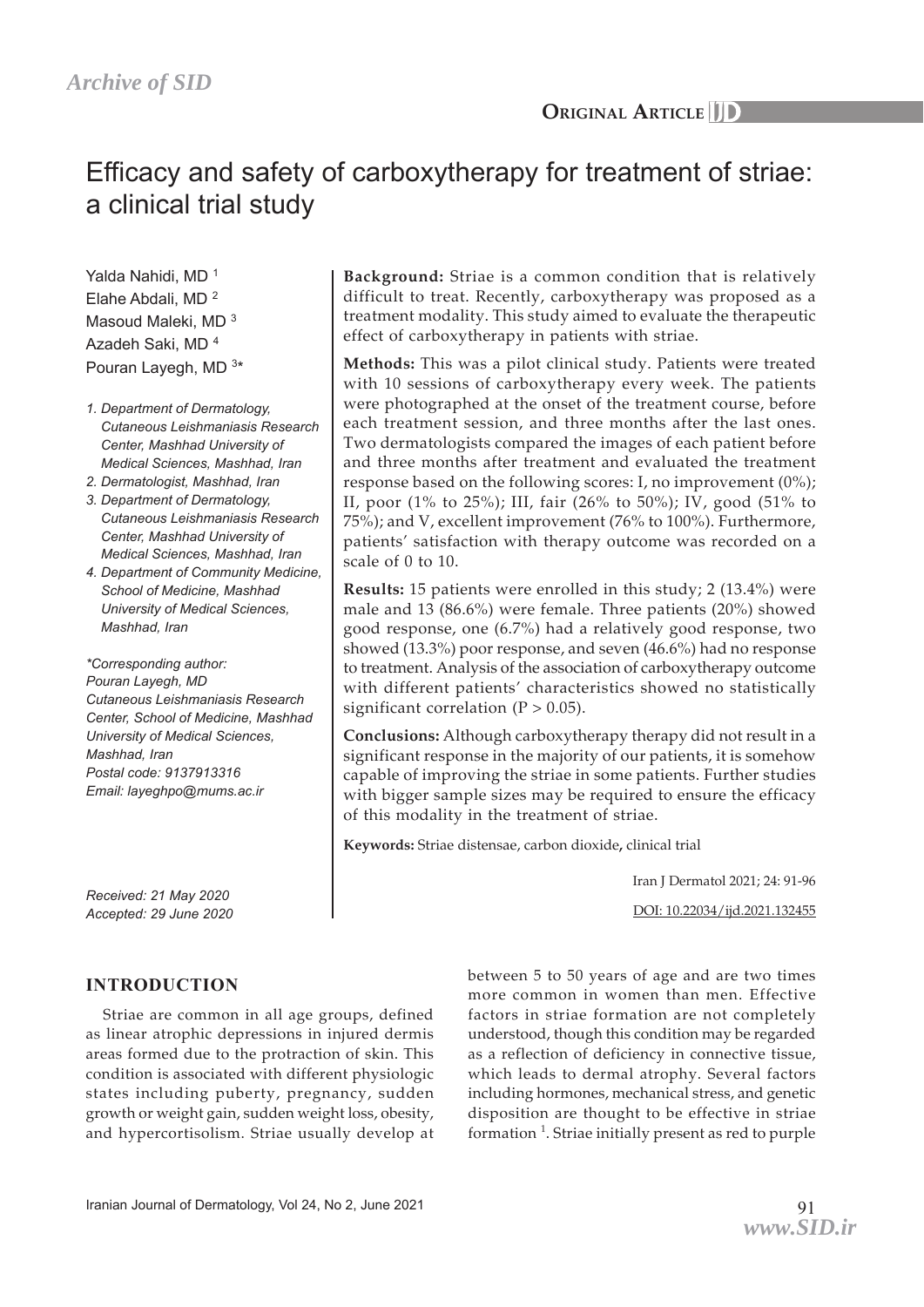# Efficacy and safety of carboxytherapy for treatment of striae: a clinical trial study

Yalda Nahidi, MD [1]
Elahe Abdali, MD [2]
Masoud Maleki, MD [3]
Azadeh Saki, MD [4]
Pouran Layegh, MD [3]*

*1. Department of Dermatology, Cutaneous Leishmaniasis Research Center, Mashhad University of Medical Sciences, Mashhad, Iran*
*2. Dermatologist, Mashhad, Iran*
*3. Department of Dermatology, Cutaneous Leishmaniasis Research Center, Mashhad University of Medical Sciences, Mashhad, Iran*
*4. Department of Community Medicine, School of Medicine, Mashhad University of Medical Sciences, Mashhad, Iran*

*\*Corresponding author:*
*Pouran Layegh, MD*
*Cutaneous Leishmaniasis Research Center, School of Medicine, Mashhad University of Medical Sciences, Mashhad, Iran*
*Postal code: 9137913316*
*Email: layeghpo@mums.ac.ir*

*Received: 21 May 2020*
*Accepted: 29 June 2020*

**Background:** Striae is a common condition that is relatively difficult to treat. Recently, carboxytherapy was proposed as a treatment modality. This study aimed to evaluate the therapeutic effect of carboxytherapy in patients with striae.

**Methods:** This was a pilot clinical study. Patients were treated with 10 sessions of carboxytherapy every week. The patients were photographed at the onset of the treatment course, before each treatment session, and three months after the last ones. Two dermatologists compared the images of each patient before and three months after treatment and evaluated the treatment response based on the following scores: I, no improvement (0%); II, poor (1% to 25%); III, fair (26% to 50%); IV, good (51% to 75%); and V, excellent improvement (76% to 100%). Furthermore, patients' satisfaction with therapy outcome was recorded on a scale of 0 to 10.

**Results:** 15 patients were enrolled in this study; 2 (13.4%) were male and 13 (86.6%) were female. Three patients (20%) showed good response, one (6.7%) had a relatively good response, two showed (13.3%) poor response, and seven (46.6%) had no response to treatment. Analysis of the association of carboxytherapy outcome with different patients' characteristics showed no statistically significant correlation ($P > 0.05$).

**Conclusions:** Although carboxytherapy therapy did not result in a significant response in the majority of our patients, it is somehow capable of improving the striae in some patients. Further studies with bigger sample sizes may be required to ensure the efficacy of this modality in the treatment of striae.

**Keywords:** Striae distensae, carbon dioxide**,** clinical trial

Iran J Dermatol 2021; 24: 91-96

DOI: 10.22034/ijd.2021.132455

## INTRODUCTION

Striae are common in all age groups, defined as linear atrophic depressions in injured dermis areas formed due to the protraction of skin. This condition is associated with different physiologic states including puberty, pregnancy, sudden growth or weight gain, sudden weight loss, obesity, and hypercortisolism. Striae usually develop at between 5 to 50 years of age and are two times more common in women than men. Effective factors in striae formation are not completely understood, though this condition may be regarded as a reflection of deficiency in connective tissue, which leads to dermal atrophy. Several factors including hormones, mechanical stress, and genetic disposition are thought to be effective in striae formation [1]. Striae initially present as red to purple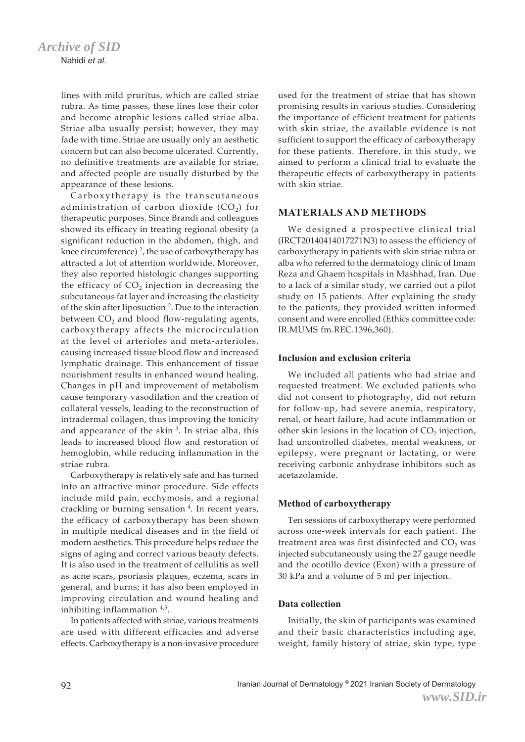lines with mild pruritus, which are called striae rubra. As time passes, these lines lose their color and become atrophic lesions called striae alba. Striae alba usually persist; however, they may fade with time. Striae are usually only an aesthetic concern but can also become ulcerated. Currently, no definitive treatments are available for striae, and affected people are usually disturbed by the appearance of these lesions.

Carboxytherapy is the transcutaneous administration of carbon dioxide ($CO_2$) for therapeutic purposes. Since Brandi and colleagues showed its efficacy in treating regional obesity (a significant reduction in the abdomen, thigh, and knee circumference) [2], the use of carboxytherapy has attracted a lot of attention worldwide. Moreover, they also reported histologic changes supporting the efficacy of $CO_2$ injection in decreasing the subcutaneous fat layer and increasing the elasticity of the skin after liposuction [2]. Due to the interaction between $CO_2$ and blood flow-regulating agents, carboxytherapy affects the microcirculation at the level of arterioles and meta-arterioles, causing increased tissue blood flow and increased lymphatic drainage. This enhancement of tissue nourishment results in enhanced wound healing. Changes in pH and improvement of metabolism cause temporary vasodilation and the creation of collateral vessels, leading to the reconstruction of intradermal collagen, thus improving the tonicity and appearance of the skin [3]. In striae alba, this leads to increased blood flow and restoration of hemoglobin, while reducing inflammation in the striae rubra.

Carboxytherapy is relatively safe and has turned into an attractive minor procedure. Side effects include mild pain, ecchymosis, and a regional crackling or burning sensation [4]. In recent years, the efficacy of carboxytherapy has been shown in multiple medical diseases and in the field of modern aesthetics. This procedure helps reduce the signs of aging and correct various beauty defects. It is also used in the treatment of cellulitis as well as acne scars, psoriasis plaques, eczema, scars in general, and burns; it has also been employed in improving circulation and wound healing and inhibiting inflammation [4,5].

In patients affected with striae, various treatments are used with different efficacies and adverse effects. Carboxytherapy is a non-invasive procedure used for the treatment of striae that has shown promising results in various studies. Considering the importance of efficient treatment for patients with skin striae, the available evidence is not sufficient to support the efficacy of carboxytherapy for these patients. Therefore, in this study, we aimed to perform a clinical trial to evaluate the therapeutic effects of carboxytherapy in patients with skin striae.

## MATERIALS AND METHODS

We designed a prospective clinical trial (IRCT20140414017271N3) to assess the efficiency of carboxytherapy in patients with skin striae rubra or alba who referred to the dermatology clinic of Imam Reza and Ghaem hospitals in Mashhad, Iran. Due to a lack of a similar study, we carried out a pilot study on 15 patients. After explaining the study to the patients, they provided written informed consent and were enrolled (Ethics committee code: IR.MUMS fm.REC.1396,360).

### Inclusion and exclusion criteria

We included all patients who had striae and requested treatment. We excluded patients who did not consent to photography, did not return for follow-up, had severe anemia, respiratory, renal, or heart failure, had acute inflammation or other skin lesions in the location of $CO_2$ injection, had uncontrolled diabetes, mental weakness, or epilepsy, were pregnant or lactating, or were receiving carbonic anhydrase inhibitors such as acetazolamide.

### Method of carboxytherapy

Ten sessions of carboxytherapy were performed across one-week intervals for each patient. The treatment area was first disinfected and $CO_2$ was injected subcutaneously using the 27 gauge needle and the ocotillo device (Exon) with a pressure of 30 kPa and a volume of 5 ml per injection.

### Data collection

Initially, the skin of participants was examined and their basic characteristics including age, weight, family history of striae, skin type, type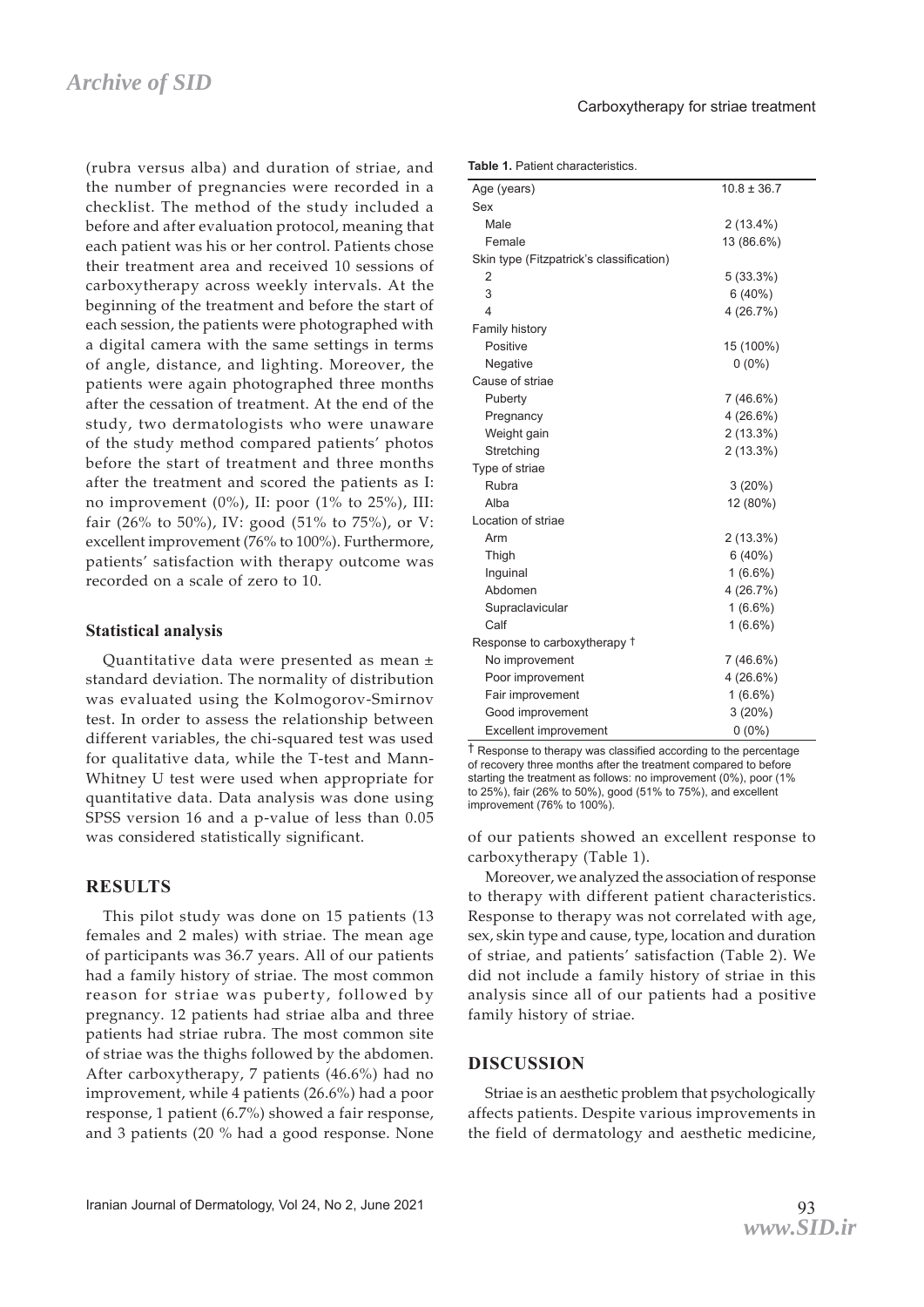(rubra versus alba) and duration of striae, and the number of pregnancies were recorded in a checklist. The method of the study included a before and after evaluation protocol, meaning that each patient was his or her control. Patients chose their treatment area and received 10 sessions of carboxytherapy across weekly intervals. At the beginning of the treatment and before the start of each session, the patients were photographed with a digital camera with the same settings in terms of angle, distance, and lighting. Moreover, the patients were again photographed three months after the cessation of treatment. At the end of the study, two dermatologists who were unaware of the study method compared patients' photos before the start of treatment and three months after the treatment and scored the patients as I: no improvement (0%), II: poor (1% to 25%), III: fair (26% to 50%), IV: good (51% to 75%), or V: excellent improvement (76% to 100%). Furthermore, patients' satisfaction with therapy outcome was recorded on a scale of zero to 10.

### Statistical analysis

Quantitative data were presented as mean ± standard deviation. The normality of distribution was evaluated using the Kolmogorov-Smirnov test. In order to assess the relationship between different variables, the chi-squared test was used for qualitative data, while the T-test and Mann-Whitney U test were used when appropriate for quantitative data. Data analysis was done using SPSS version 16 and a p-value of less than 0.05 was considered statistically significant.

## RESULTS

This pilot study was done on 15 patients (13 females and 2 males) with striae. The mean age of participants was 36.7 years. All of our patients had a family history of striae. The most common reason for striae was puberty, followed by pregnancy. 12 patients had striae alba and three patients had striae rubra. The most common site of striae was the thighs followed by the abdomen. After carboxytherapy, 7 patients (46.6%) had no improvement, while 4 patients (26.6%) had a poor response, 1 patient (6.7%) showed a fair response, and 3 patients (20 % had a good response. None of our patients showed an excellent response to carboxytherapy (Table 1).

**Table 1.** Patient characteristics.

| | |
|---|---|
| Age (years) | 10.8 ± 36.7 |
| Sex | |
| Male | 2 (13.4%) |
| Female | 13 (86.6%) |
| Skin type (Fitzpatrick's classification) | |
| 2 | 5 (33.3%) |
| 3 | 6 (40%) |
| 4 | 4 (26.7%) |
| Family history | |
| Positive | 15 (100%) |
| Negative | 0 (0%) |
| Cause of striae | |
| Puberty | 7 (46.6%) |
| Pregnancy | 4 (26.6%) |
| Weight gain | 2 (13.3%) |
| Stretching | 2 (13.3%) |
| Type of striae | |
| Rubra | 3 (20%) |
| Alba | 12 (80%) |
| Location of striae | |
| Arm | 2 (13.3%) |
| Thigh | 6 (40%) |
| Inguinal | 1 (6.6%) |
| Abdomen | 4 (26.7%) |
| Supraclavicular | 1 (6.6%) |
| Calf | 1 (6.6%) |
| Response to carboxytherapy † | |
| No improvement | 7 (46.6%) |
| Poor improvement | 4 (26.6%) |
| Fair improvement | 1 (6.6%) |
| Good improvement | 3 (20%) |
| Excellent improvement | 0 (0%) |

† Response to therapy was classified according to the percentage of recovery three months after the treatment compared to before starting the treatment as follows: no improvement (0%), poor (1% to 25%), fair (26% to 50%), good (51% to 75%), and excellent improvement (76% to 100%).

Moreover, we analyzed the association of response to therapy with different patient characteristics. Response to therapy was not correlated with age, sex, skin type and cause, type, location and duration of striae, and patients' satisfaction (Table 2). We did not include a family history of striae in this analysis since all of our patients had a positive family history of striae.

## DISCUSSION

Striae is an aesthetic problem that psychologically affects patients. Despite various improvements in the field of dermatology and aesthetic medicine,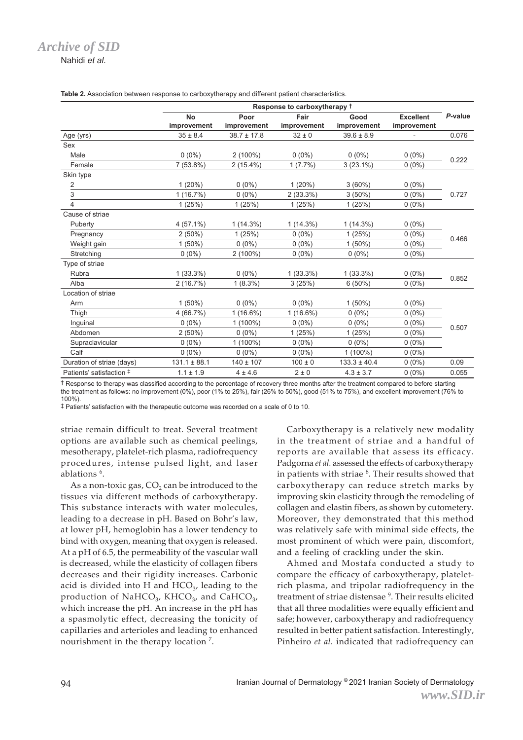**Table 2.** Association between response to carboxytherapy and different patient characteristics.

| | Response to carboxytherapy † | | | | | P-value |
|---|---|---|---|---|---|---|
| | No improvement | Poor improvement | Fair improvement | Good improvement | Excellent improvement | |
| Age (yrs) | 35 ± 8.4 | 38.7 ± 17.8 | 32 ± 0 | 39.6 ± 8.9 | - | 0.076 |
| Sex | | | | | | |
| Male | 0 (0%) | 2 (100%) | 0 (0%) | 0 (0%) | 0 (0%) | 0.222 |
| Female | 7 (53.8%) | 2 (15.4%) | 1 (7.7%) | 3 (23.1%) | 0 (0%) | |
| Skin type | | | | | | |
| 2 | 1 (20%) | 0 (0%) | 1 (20%) | 3 (60%) | 0 (0%) | 0.727 |
| 3 | 1 (16.7%) | 0 (0%) | 2 (33.3%) | 3 (50%) | 0 (0%) | |
| 4 | 1 (25%) | 1 (25%) | 1 (25%) | 1 (25%) | 0 (0%) | |
| Cause of striae | | | | | | |
| Puberty | 4 (57.1%) | 1 (14.3%) | 1 (14.3%) | 1 (14.3%) | 0 (0%) | 0.466 |
| Pregnancy | 2 (50%) | 1 (25%) | 0 (0%) | 1 (25%) | 0 (0%) | |
| Weight gain | 1 (50%) | 0 (0%) | 0 (0%) | 1 (50%) | 0 (0%) | |
| Stretching | 0 (0%) | 2 (100%) | 0 (0%) | 0 (0%) | 0 (0%) | |
| Type of striae | | | | | | |
| Rubra | 1 (33.3%) | 0 (0%) | 1 (33.3%) | 1 (33.3%) | 0 (0%) | 0.852 |
| Alba | 2 (16.7%) | 1 (8.3%) | 3 (25%) | 6 (50%) | 0 (0%) | |
| Location of striae | | | | | | |
| Arm | 1 (50%) | 0 (0%) | 0 (0%) | 1 (50%) | 0 (0%) | 0.507 |
| Thigh | 4 (66.7%) | 1 (16.6%) | 1 (16.6%) | 0 (0%) | 0 (0%) | |
| Inguinal | 0 (0%) | 1 (100%) | 0 (0%) | 0 (0%) | 0 (0%) | |
| Abdomen | 2 (50%) | 0 (0%) | 1 (25%) | 1 (25%) | 0 (0%) | |
| Supraclavicular | 0 (0%) | 1 (100%) | 0 (0%) | 0 (0%) | 0 (0%) | |
| Calf | 0 (0%) | 0 (0%) | 0 (0%) | 1 (100%) | 0 (0%) | |
| Duration of striae (days) | 131.1 ± 88.1 | 140 ± 107 | 100 ± 0 | 133.3 ± 40.4 | 0 (0%) | 0.09 |
| Patients' satisfaction ‡ | 1.1 ± 1.9 | 4 ± 4.6 | 2 ± 0 | 4.3 ± 3.7 | 0 (0%) | 0.055 |

† Response to therapy was classified according to the percentage of recovery three months after the treatment compared to before starting the treatment as follows: no improvement (0%), poor (1% to 25%), fair (26% to 50%), good (51% to 75%), and excellent improvement (76% to 100%).

‡ Patients' satisfaction with the therapeutic outcome was recorded on a scale of 0 to 10.

striae remain difficult to treat. Several treatment options are available such as chemical peelings, mesotherapy, platelet-rich plasma, radiofrequency procedures, intense pulsed light, and laser ablations [6].

As a non-toxic gas, $CO_2$ can be introduced to the tissues via different methods of carboxytherapy. This substance interacts with water molecules, leading to a decrease in pH. Based on Bohr's law, at lower pH, hemoglobin has a lower tendency to bind with oxygen, meaning that oxygen is released. At a pH of 6.5, the permeability of the vascular wall is decreased, while the elasticity of collagen fibers decreases and their rigidity increases. Carbonic acid is divided into H and $HCO_3$, leading to the production of $NaHCO_3$, $KHCO_3$, and $CaHCO_3$, which increase the pH. An increase in the pH has a spasmolytic effect, decreasing the tonicity of capillaries and arterioles and leading to enhanced nourishment in the therapy location [7].

Carboxytherapy is a relatively new modality in the treatment of striae and a handful of reports are available that assess its efficacy. Padgorna *et al.* assessed the effects of carboxytherapy in patients with striae [8]. Their results showed that carboxytherapy can reduce stretch marks by improving skin elasticity through the remodeling of collagen and elastin fibers, as shown by cutometery. Moreover, they demonstrated that this method was relatively safe with minimal side effects, the most prominent of which were pain, discomfort, and a feeling of crackling under the skin.

Ahmed and Mostafa conducted a study to compare the efficacy of carboxytherapy, platelet-rich plasma, and tripolar radiofrequency in the treatment of striae distensae [9]. Their results elicited that all three modalities were equally efficient and safe; however, carboxytherapy and radiofrequency resulted in better patient satisfaction. Interestingly, Pinheiro *et al.* indicated that radiofrequency can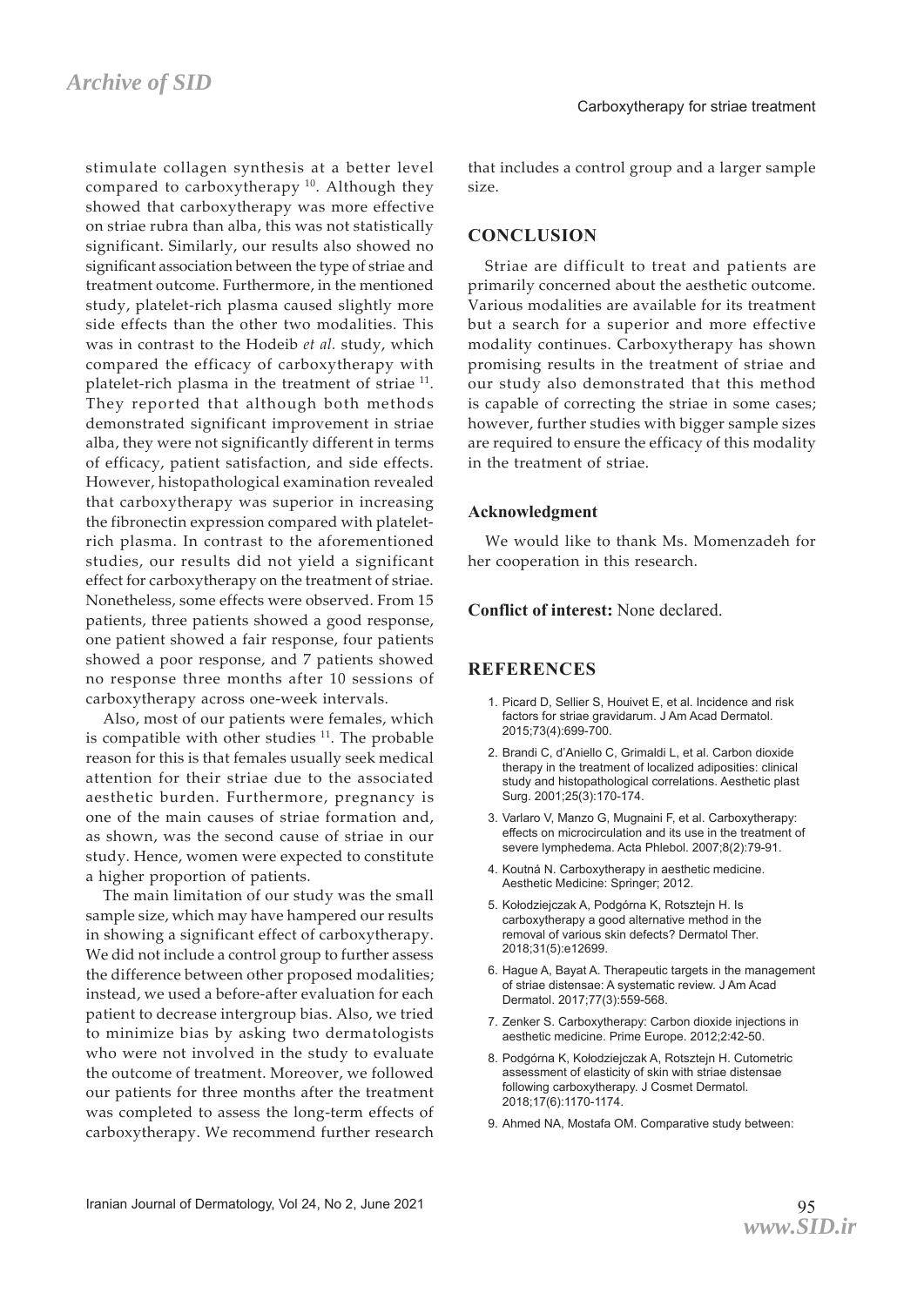stimulate collagen synthesis at a better level compared to carboxytherapy [10]. Although they showed that carboxytherapy was more effective on striae rubra than alba, this was not statistically significant. Similarly, our results also showed no significant association between the type of striae and treatment outcome. Furthermore, in the mentioned study, platelet-rich plasma caused slightly more side effects than the other two modalities. This was in contrast to the Hodeib *et al.* study, which compared the efficacy of carboxytherapy with platelet-rich plasma in the treatment of striae [11]. They reported that although both methods demonstrated significant improvement in striae alba, they were not significantly different in terms of efficacy, patient satisfaction, and side effects. However, histopathological examination revealed that carboxytherapy was superior in increasing the fibronectin expression compared with platelet-rich plasma. In contrast to the aforementioned studies, our results did not yield a significant effect for carboxytherapy on the treatment of striae. Nonetheless, some effects were observed. From 15 patients, three patients showed a good response, one patient showed a fair response, four patients showed a poor response, and 7 patients showed no response three months after 10 sessions of carboxytherapy across one-week intervals.

Also, most of our patients were females, which is compatible with other studies [11]. The probable reason for this is that females usually seek medical attention for their striae due to the associated aesthetic burden. Furthermore, pregnancy is one of the main causes of striae formation and, as shown, was the second cause of striae in our study. Hence, women were expected to constitute a higher proportion of patients.

The main limitation of our study was the small sample size, which may have hampered our results in showing a significant effect of carboxytherapy. We did not include a control group to further assess the difference between other proposed modalities; instead, we used a before-after evaluation for each patient to decrease intergroup bias. Also, we tried to minimize bias by asking two dermatologists who were not involved in the study to evaluate the outcome of treatment. Moreover, we followed our patients for three months after the treatment was completed to assess the long-term effects of carboxytherapy. We recommend further research that includes a control group and a larger sample size.

## CONCLUSION

Striae are difficult to treat and patients are primarily concerned about the aesthetic outcome. Various modalities are available for its treatment but a search for a superior and more effective modality continues. Carboxytherapy has shown promising results in the treatment of striae and our study also demonstrated that this method is capable of correcting the striae in some cases; however, further studies with bigger sample sizes are required to ensure the efficacy of this modality in the treatment of striae.

### Acknowledgment

We would like to thank Ms. Momenzadeh for her cooperation in this research.

**Conflict of interest:** None declared.

## REFERENCES

1. Picard D, Sellier S, Houivet E, et al. Incidence and risk factors for striae gravidarum. J Am Acad Dermatol. 2015;73(4):699-700.
2. Brandi C, d'Aniello C, Grimaldi L, et al. Carbon dioxide therapy in the treatment of localized adiposities: clinical study and histopathological correlations. Aesthetic plast Surg. 2001;25(3):170-174.
3. Varlaro V, Manzo G, Mugnaini F, et al. Carboxytherapy: effects on microcirculation and its use in the treatment of severe lymphedema. Acta Phlebol. 2007;8(2):79-91.
4. Koutná N. Carboxytherapy in aesthetic medicine. Aesthetic Medicine: Springer; 2012.
5. Kołodziejczak A, Podgórna K, Rotsztejn H. Is carboxytherapy a good alternative method in the removal of various skin defects? Dermatol Ther. 2018;31(5):e12699.
6. Hague A, Bayat A. Therapeutic targets in the management of striae distensae: A systematic review. J Am Acad Dermatol. 2017;77(3):559-568.
7. Zenker S. Carboxytherapy: Carbon dioxide injections in aesthetic medicine. Prime Europe. 2012;2:42-50.
8. Podgórna K, Kołodziejczak A, Rotsztejn H. Cutometric assessment of elasticity of skin with striae distensae following carboxytherapy. J Cosmet Dermatol. 2018;17(6):1170-1174.
9. Ahmed NA, Mostafa OM. Comparative study between: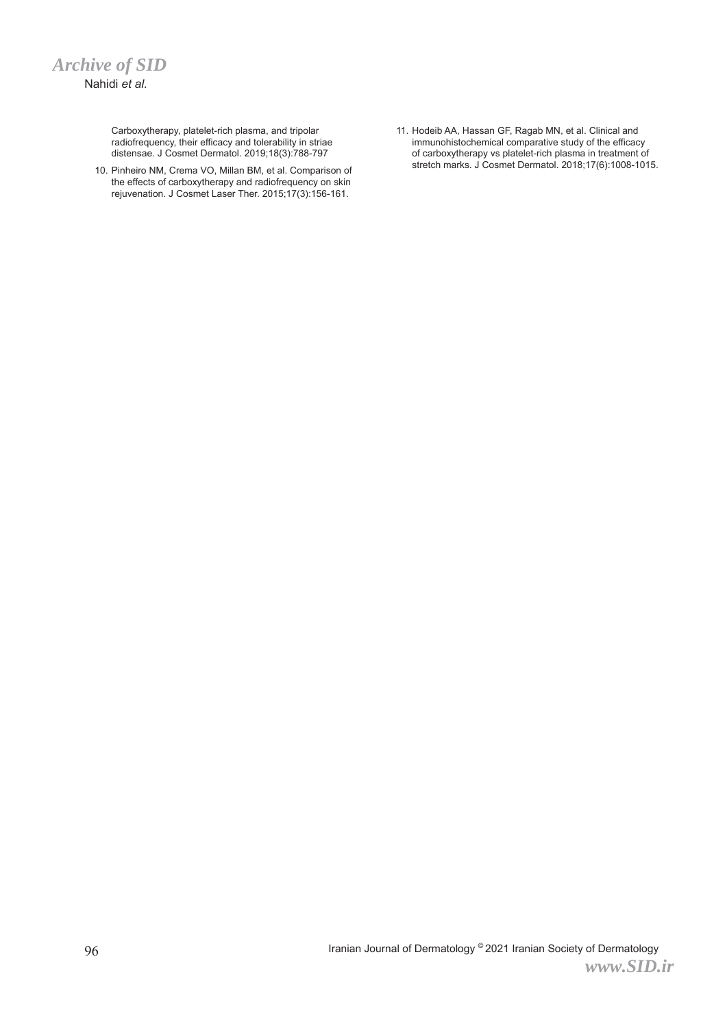Carboxytherapy, platelet-rich plasma, and tripolar radiofrequency, their efficacy and tolerability in striae distensae. J Cosmet Dermatol. 2019;18(3):788-797

10. Pinheiro NM, Crema VO, Millan BM, et al. Comparison of the effects of carboxytherapy and radiofrequency on skin rejuvenation. J Cosmet Laser Ther. 2015;17(3):156-161.
11. Hodeib AA, Hassan GF, Ragab MN, et al. Clinical and immunohistochemical comparative study of the efficacy of carboxytherapy vs platelet-rich plasma in treatment of stretch marks. J Cosmet Dermatol. 2018;17(6):1008-1015.